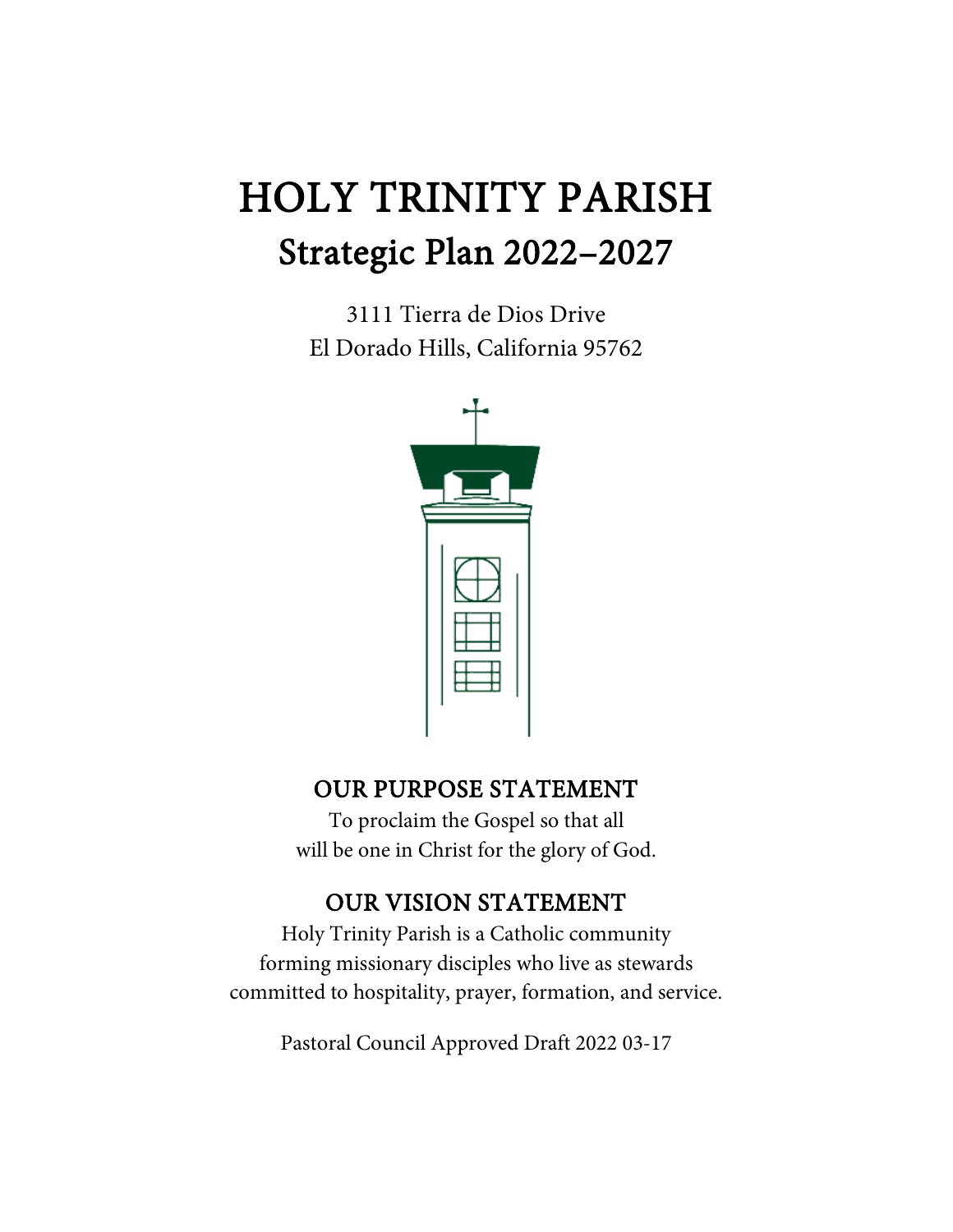# HOLY TRINITY PARISH

## Strategic Plan 2022–2027

3111 Tierra de Dios Drive
El Dorado Hills, California 95762

### OUR PURPOSE STATEMENT

To proclaim the Gospel so that all
will be one in Christ for the glory of God.

### OUR VISION STATEMENT

Holy Trinity Parish is a Catholic community
forming missionary disciples who live as stewards
committed to hospitality, prayer, formation, and service.

Pastoral Council Approved Draft 2022 03-17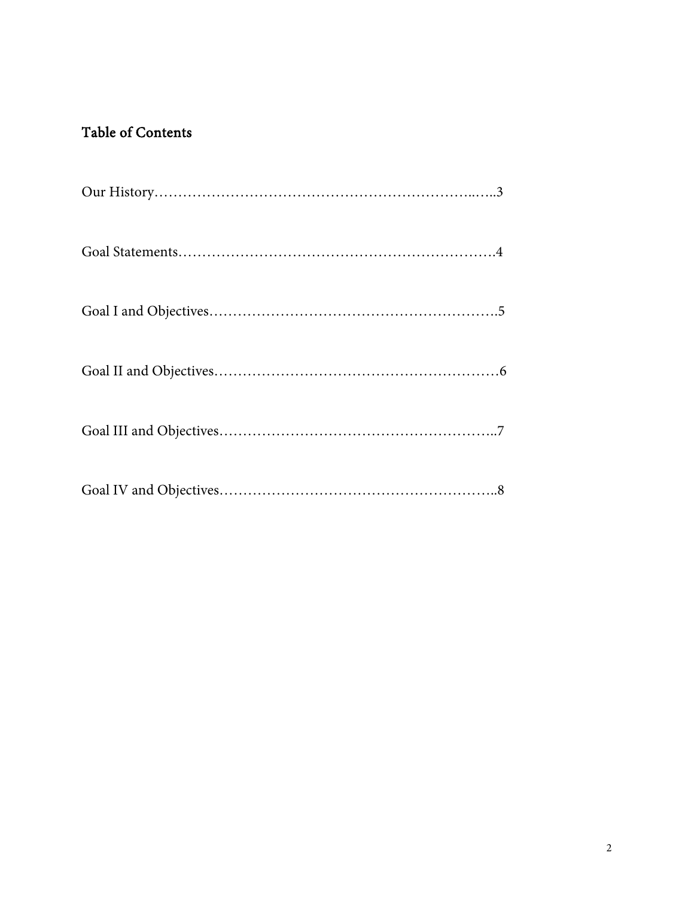## Table of Contents

Our History……………………………………………………………...…..3

Goal Statements……………………………………………………….4

Goal I and Objectives………………………………………………….5

Goal II and Objectives…………………………………………………6

Goal III and Objectives………………………………………………..7

Goal IV and Objectives………………………………………………..8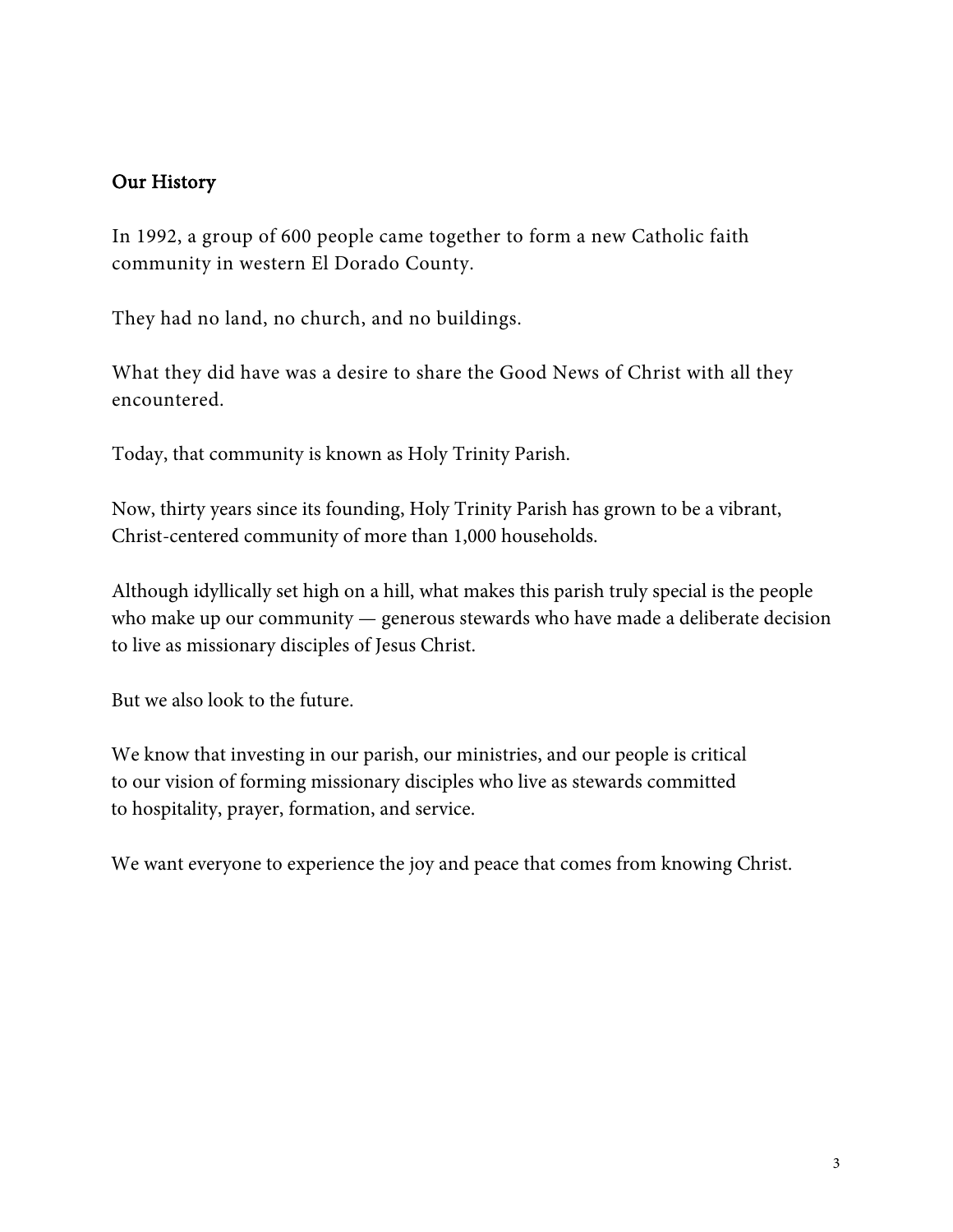## Our History

In 1992, a group of 600 people came together to form a new Catholic faith community in western El Dorado County.

They had no land, no church, and no buildings.

What they did have was a desire to share the Good News of Christ with all they encountered.

Today, that community is known as Holy Trinity Parish.

Now, thirty years since its founding, Holy Trinity Parish has grown to be a vibrant, Christ-centered community of more than 1,000 households.

Although idyllically set high on a hill, what makes this parish truly special is the people who make up our community — generous stewards who have made a deliberate decision to live as missionary disciples of Jesus Christ.

But we also look to the future.

We know that investing in our parish, our ministries, and our people is critical to our vision of forming missionary disciples who live as stewards committed to hospitality, prayer, formation, and service.

We want everyone to experience the joy and peace that comes from knowing Christ.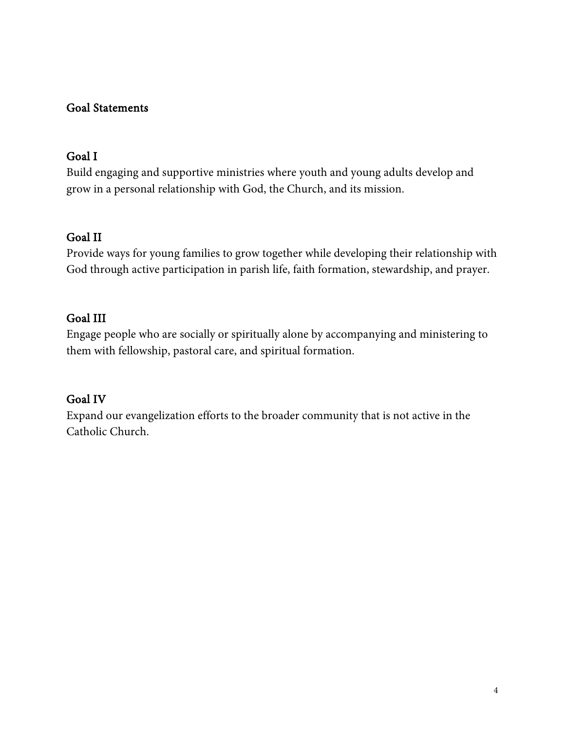## Goal Statements

### Goal I

Build engaging and supportive ministries where youth and young adults develop and grow in a personal relationship with God, the Church, and its mission.

### Goal II

Provide ways for young families to grow together while developing their relationship with God through active participation in parish life, faith formation, stewardship, and prayer.

### Goal III

Engage people who are socially or spiritually alone by accompanying and ministering to them with fellowship, pastoral care, and spiritual formation.

### Goal IV

Expand our evangelization efforts to the broader community that is not active in the Catholic Church.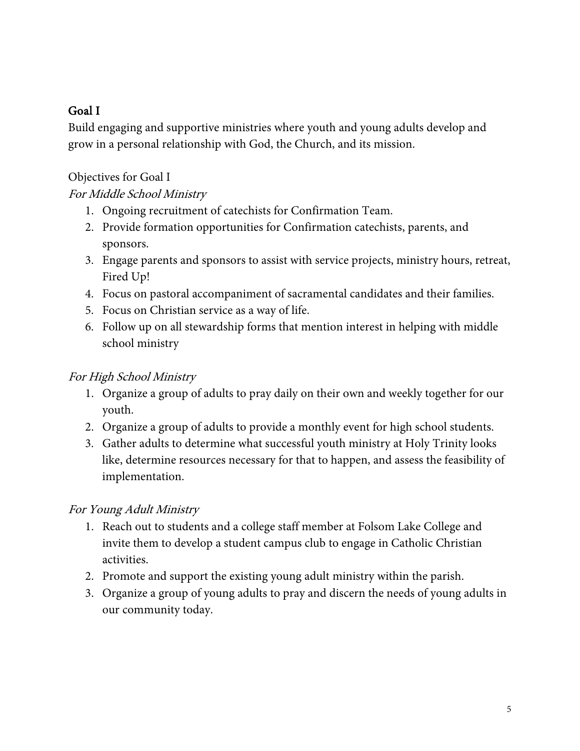## Goal I

Build engaging and supportive ministries where youth and young adults develop and grow in a personal relationship with God, the Church, and its mission.

Objectives for Goal I

*For Middle School Ministry*

1. Ongoing recruitment of catechists for Confirmation Team.
2. Provide formation opportunities for Confirmation catechists, parents, and sponsors.
3. Engage parents and sponsors to assist with service projects, ministry hours, retreat, Fired Up!
4. Focus on pastoral accompaniment of sacramental candidates and their families.
5. Focus on Christian service as a way of life.
6. Follow up on all stewardship forms that mention interest in helping with middle school ministry

*For High School Ministry*

1. Organize a group of adults to pray daily on their own and weekly together for our youth.
2. Organize a group of adults to provide a monthly event for high school students.
3. Gather adults to determine what successful youth ministry at Holy Trinity looks like, determine resources necessary for that to happen, and assess the feasibility of implementation.

*For Young Adult Ministry*

1. Reach out to students and a college staff member at Folsom Lake College and invite them to develop a student campus club to engage in Catholic Christian activities.
2. Promote and support the existing young adult ministry within the parish.
3. Organize a group of young adults to pray and discern the needs of young adults in our community today.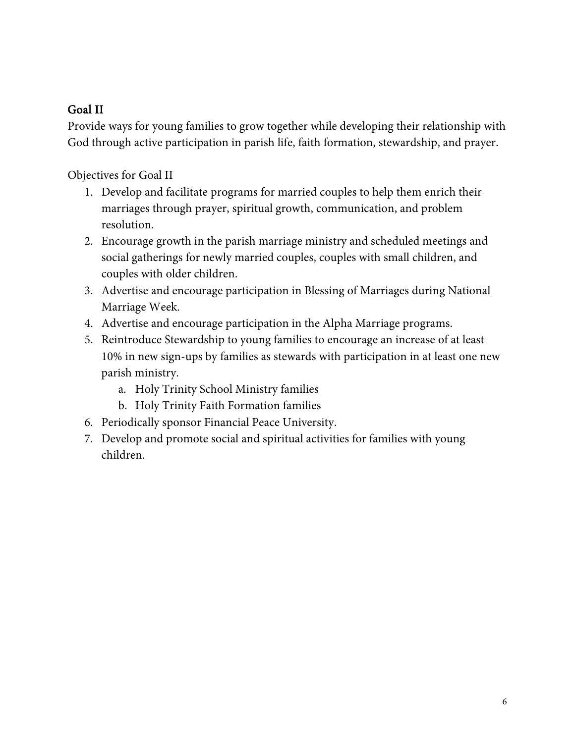## Goal II

Provide ways for young families to grow together while developing their relationship with God through active participation in parish life, faith formation, stewardship, and prayer.

Objectives for Goal II

1. Develop and facilitate programs for married couples to help them enrich their marriages through prayer, spiritual growth, communication, and problem resolution.
2. Encourage growth in the parish marriage ministry and scheduled meetings and social gatherings for newly married couples, couples with small children, and couples with older children.
3. Advertise and encourage participation in Blessing of Marriages during National Marriage Week.
4. Advertise and encourage participation in the Alpha Marriage programs.
5. Reintroduce Stewardship to young families to encourage an increase of at least 10% in new sign-ups by families as stewards with participation in at least one new parish ministry.
    a. Holy Trinity School Ministry families
    b. Holy Trinity Faith Formation families
6. Periodically sponsor Financial Peace University.
7. Develop and promote social and spiritual activities for families with young children.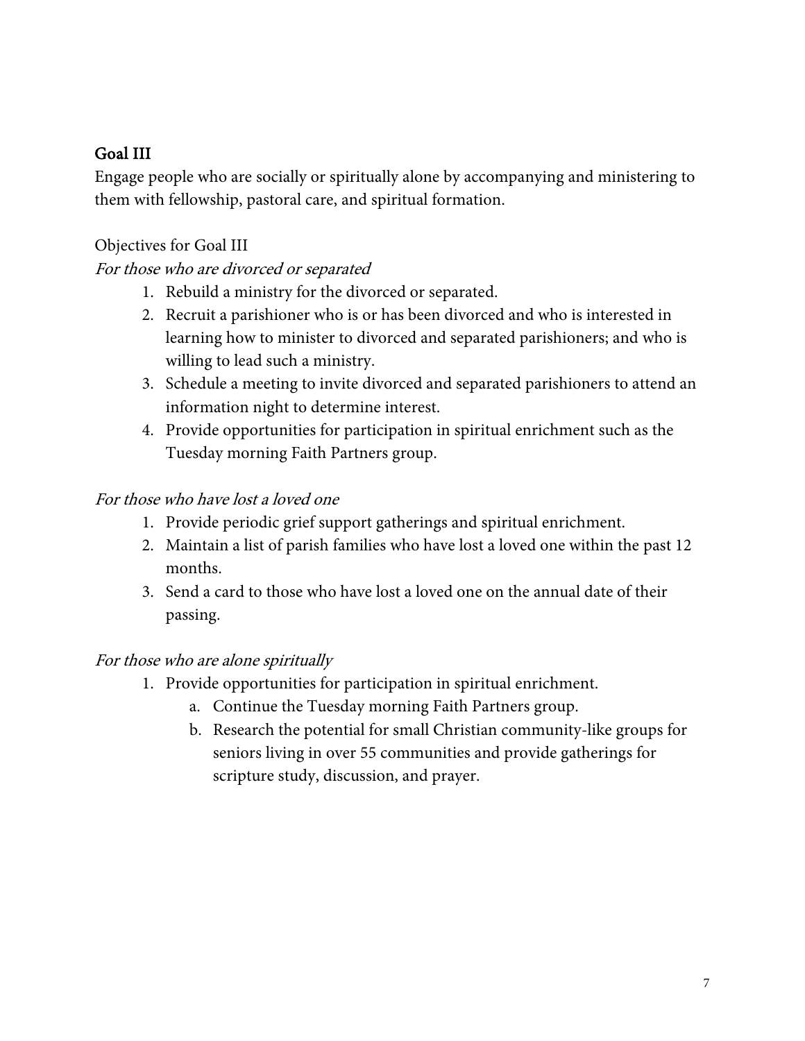## Goal III

Engage people who are socially or spiritually alone by accompanying and ministering to them with fellowship, pastoral care, and spiritual formation.

Objectives for Goal III

*For those who are divorced or separated*

1. Rebuild a ministry for the divorced or separated.
2. Recruit a parishioner who is or has been divorced and who is interested in learning how to minister to divorced and separated parishioners; and who is willing to lead such a ministry.
3. Schedule a meeting to invite divorced and separated parishioners to attend an information night to determine interest.
4. Provide opportunities for participation in spiritual enrichment such as the Tuesday morning Faith Partners group.

*For those who have lost a loved one*

1. Provide periodic grief support gatherings and spiritual enrichment.
2. Maintain a list of parish families who have lost a loved one within the past 12 months.
3. Send a card to those who have lost a loved one on the annual date of their passing.

*For those who are alone spiritually*

1. Provide opportunities for participation in spiritual enrichment.
   a. Continue the Tuesday morning Faith Partners group.
   b. Research the potential for small Christian community-like groups for seniors living in over 55 communities and provide gatherings for scripture study, discussion, and prayer.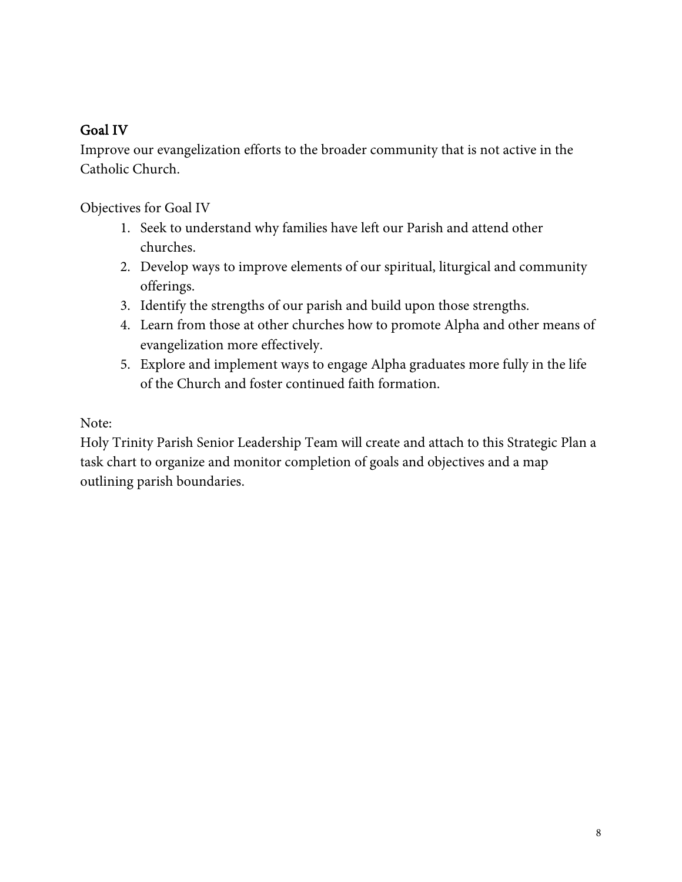### Goal IV

Improve our evangelization efforts to the broader community that is not active in the Catholic Church.

Objectives for Goal IV

1. Seek to understand why families have left our Parish and attend other churches.
2. Develop ways to improve elements of our spiritual, liturgical and community offerings.
3. Identify the strengths of our parish and build upon those strengths.
4. Learn from those at other churches how to promote Alpha and other means of evangelization more effectively.
5. Explore and implement ways to engage Alpha graduates more fully in the life of the Church and foster continued faith formation.

Note:
Holy Trinity Parish Senior Leadership Team will create and attach to this Strategic Plan a task chart to organize and monitor completion of goals and objectives and a map outlining parish boundaries.